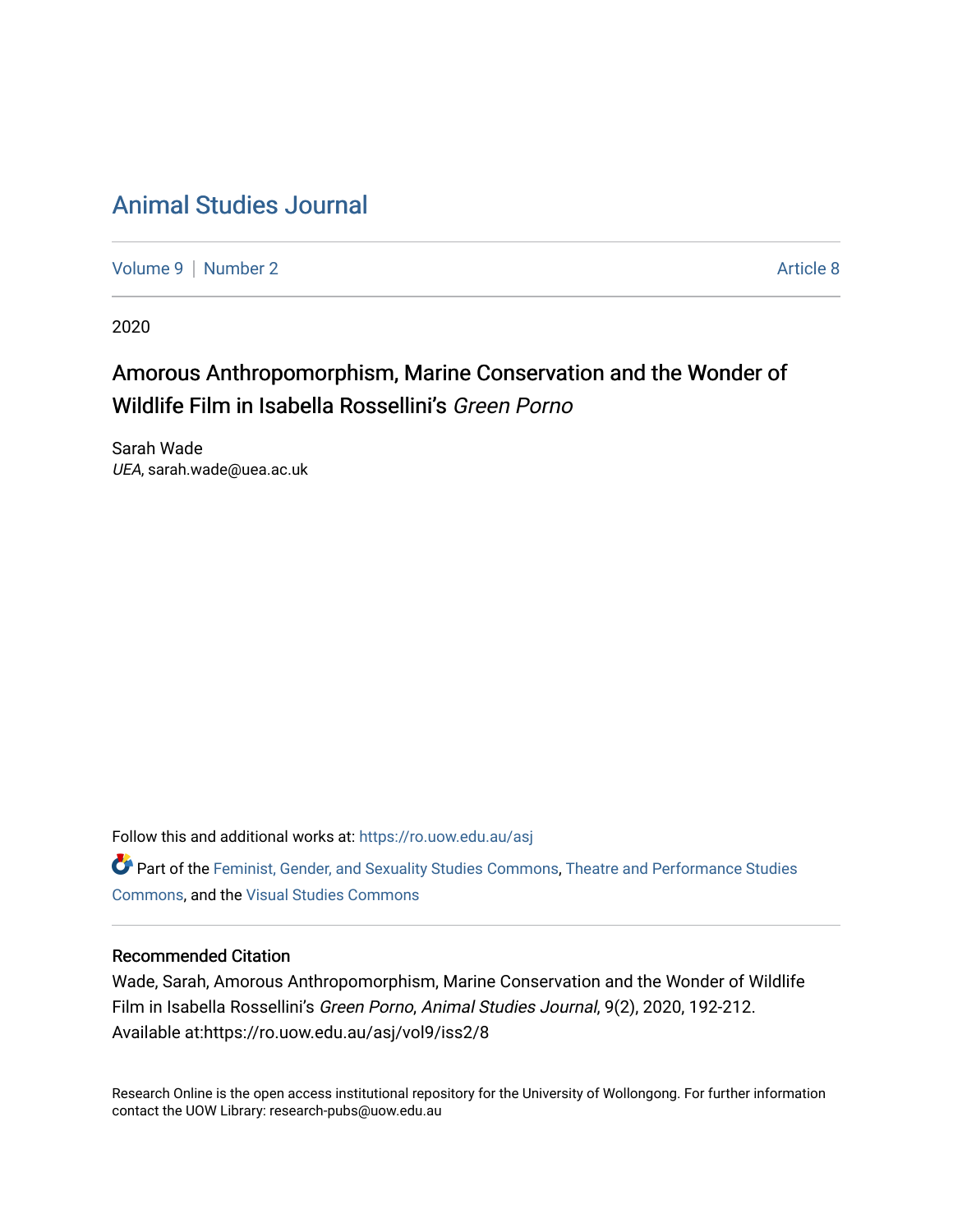# Animal Studies Journal

Volume 9 | Number 2 | Article 8

2020

## Amorous Anthropomorphism, Marine Conservation and the Wonder of Wildlife Film in Isabella Rossellini's *Green Porno*

Sarah Wade
*UEA*, sarah.wade@uea.ac.uk

Follow this and additional works at: https://ro.uow.edu.au/asj

Part of the Feminist, Gender, and Sexuality Studies Commons, Theatre and Performance Studies Commons, and the Visual Studies Commons

### Recommended Citation

Wade, Sarah, Amorous Anthropomorphism, Marine Conservation and the Wonder of Wildlife Film in Isabella Rossellini's *Green Porno*, *Animal Studies Journal*, 9(2), 2020, 192-212.
Available at:https://ro.uow.edu.au/asj/vol9/iss2/8

Research Online is the open access institutional repository for the University of Wollongong. For further information contact the UOW Library: research-pubs@uow.edu.au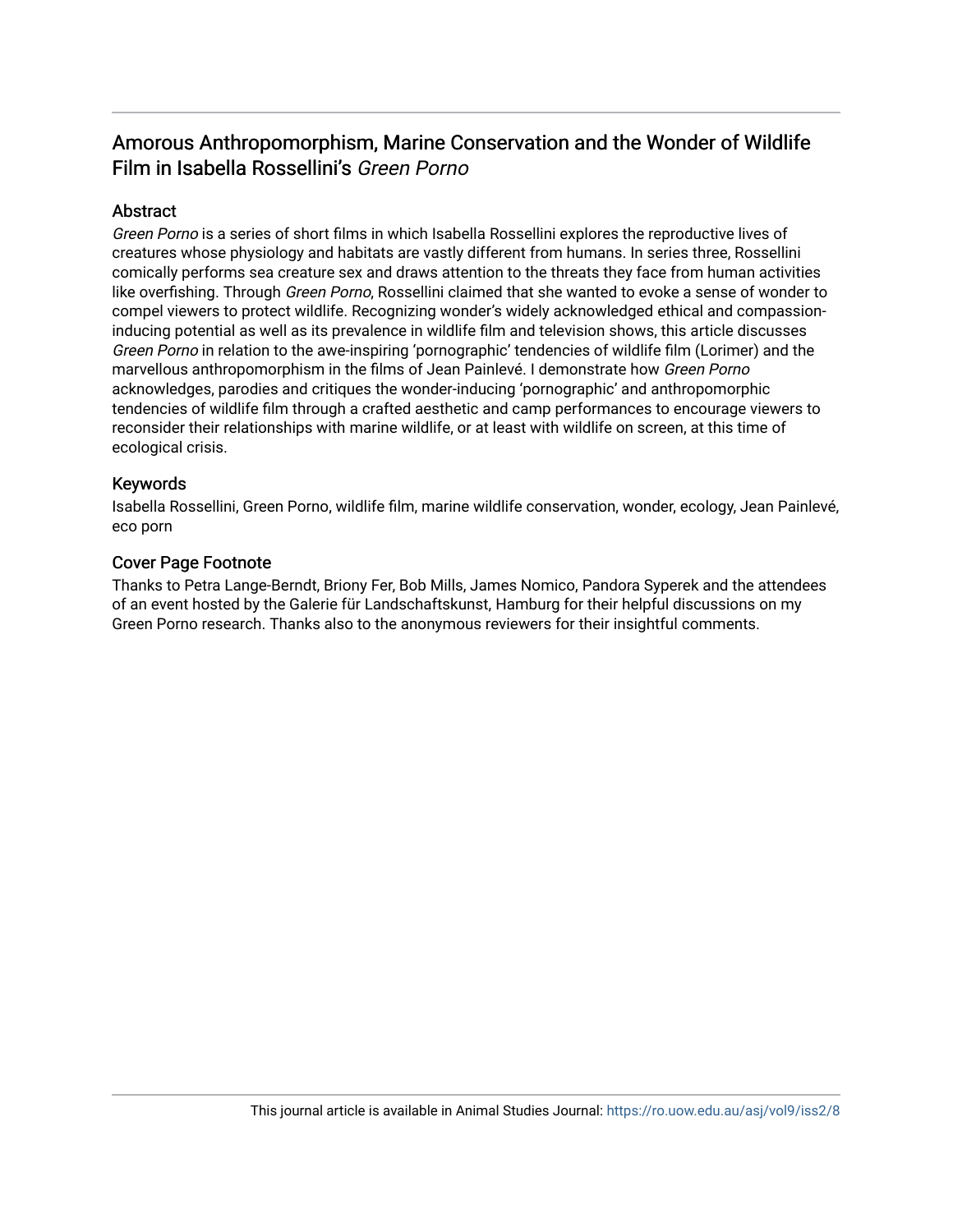# Amorous Anthropomorphism, Marine Conservation and the Wonder of Wildlife Film in Isabella Rossellini's *Green Porno*

## Abstract

*Green Porno* is a series of short films in which Isabella Rossellini explores the reproductive lives of creatures whose physiology and habitats are vastly different from humans. In series three, Rossellini comically performs sea creature sex and draws attention to the threats they face from human activities like overfishing. Through *Green Porno*, Rossellini claimed that she wanted to evoke a sense of wonder to compel viewers to protect wildlife. Recognizing wonder's widely acknowledged ethical and compassion-inducing potential as well as its prevalence in wildlife film and television shows, this article discusses *Green Porno* in relation to the awe-inspiring 'pornographic' tendencies of wildlife film (Lorimer) and the marvellous anthropomorphism in the films of Jean Painlevé. I demonstrate how *Green Porno* acknowledges, parodies and critiques the wonder-inducing 'pornographic' and anthropomorphic tendencies of wildlife film through a crafted aesthetic and camp performances to encourage viewers to reconsider their relationships with marine wildlife, or at least with wildlife on screen, at this time of ecological crisis.

## Keywords

Isabella Rossellini, Green Porno, wildlife film, marine wildlife conservation, wonder, ecology, Jean Painlevé, eco porn

## Cover Page Footnote

Thanks to Petra Lange-Berndt, Briony Fer, Bob Mills, James Nomico, Pandora Syperek and the attendees of an event hosted by the Galerie für Landschaftskunst, Hamburg for their helpful discussions on my Green Porno research. Thanks also to the anonymous reviewers for their insightful comments.

This journal article is available in Animal Studies Journal: https://ro.uow.edu.au/asj/vol9/iss2/8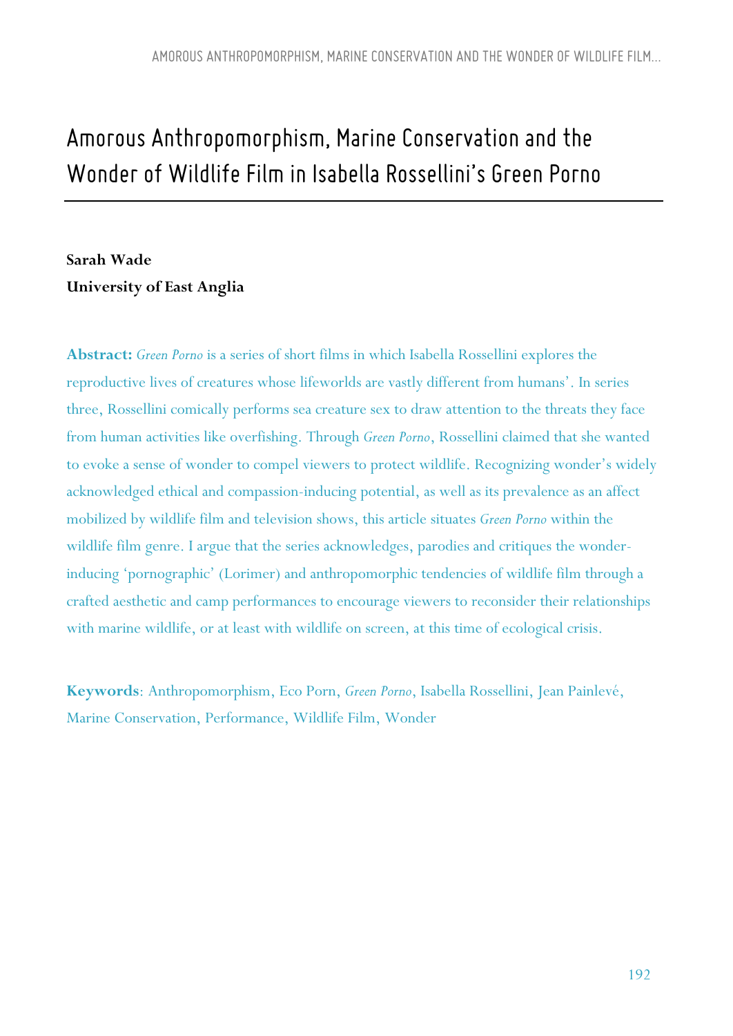# Amorous Anthropomorphism, Marine Conservation and the Wonder of Wildlife Film in Isabella Rossellini's Green Porno

**Sarah Wade**
**University of East Anglia**

**Abstract:** *Green Porno* is a series of short films in which Isabella Rossellini explores the reproductive lives of creatures whose lifeworlds are vastly different from humans'. In series three, Rossellini comically performs sea creature sex to draw attention to the threats they face from human activities like overfishing. Through *Green Porno*, Rossellini claimed that she wanted to evoke a sense of wonder to compel viewers to protect wildlife. Recognizing wonder's widely acknowledged ethical and compassion-inducing potential, as well as its prevalence as an affect mobilized by wildlife film and television shows, this article situates *Green Porno* within the wildlife film genre. I argue that the series acknowledges, parodies and critiques the wonder-inducing 'pornographic' (Lorimer) and anthropomorphic tendencies of wildlife film through a crafted aesthetic and camp performances to encourage viewers to reconsider their relationships with marine wildlife, or at least with wildlife on screen, at this time of ecological crisis.

**Keywords**: Anthropomorphism, Eco Porn, *Green Porno*, Isabella Rossellini, Jean Painlevé, Marine Conservation, Performance, Wildlife Film, Wonder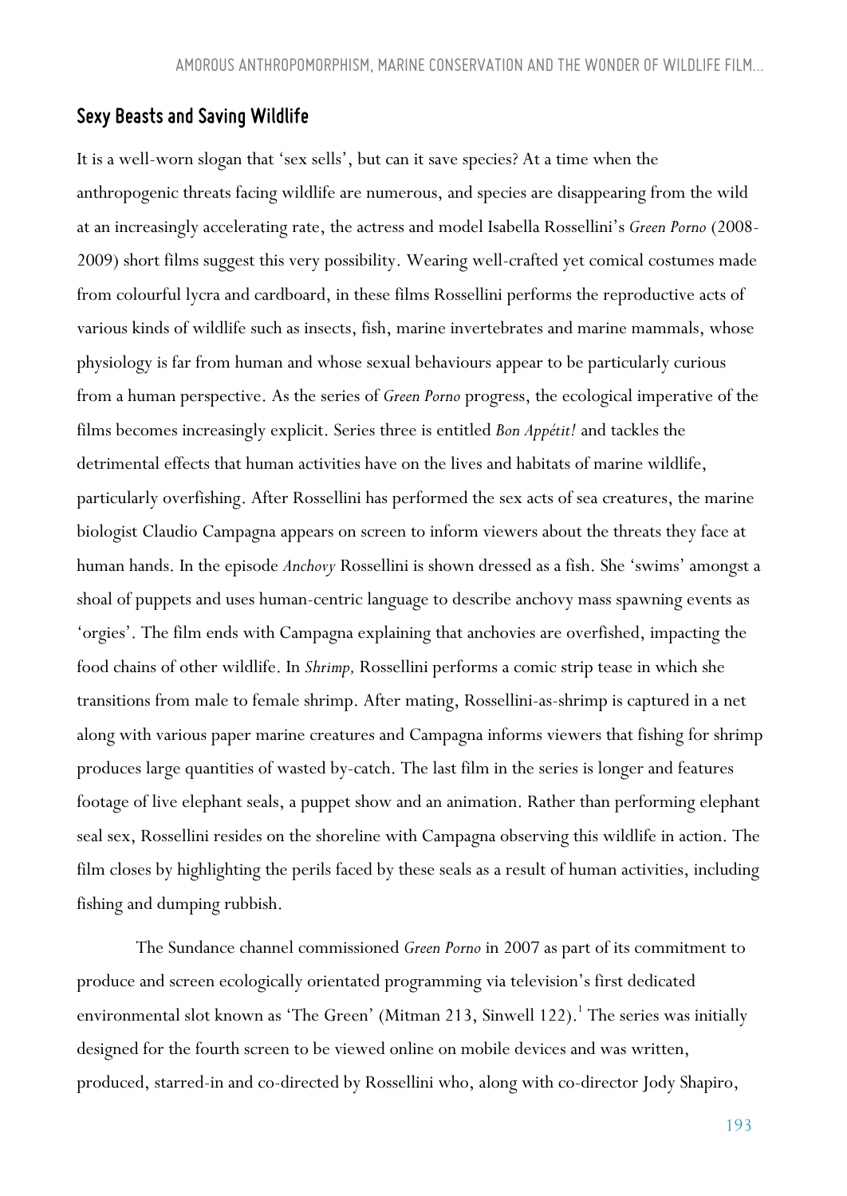## Sexy Beasts and Saving Wildlife

It is a well-worn slogan that 'sex sells', but can it save species? At a time when the anthropogenic threats facing wildlife are numerous, and species are disappearing from the wild at an increasingly accelerating rate, the actress and model Isabella Rossellini's *Green Porno* (2008-2009) short films suggest this very possibility. Wearing well-crafted yet comical costumes made from colourful lycra and cardboard, in these films Rossellini performs the reproductive acts of various kinds of wildlife such as insects, fish, marine invertebrates and marine mammals, whose physiology is far from human and whose sexual behaviours appear to be particularly curious from a human perspective. As the series of *Green Porno* progress, the ecological imperative of the films becomes increasingly explicit. Series three is entitled *Bon Appétit!* and tackles the detrimental effects that human activities have on the lives and habitats of marine wildlife, particularly overfishing. After Rossellini has performed the sex acts of sea creatures, the marine biologist Claudio Campagna appears on screen to inform viewers about the threats they face at human hands. In the episode *Anchovy* Rossellini is shown dressed as a fish. She 'swims' amongst a shoal of puppets and uses human-centric language to describe anchovy mass spawning events as 'orgies'. The film ends with Campagna explaining that anchovies are overfished, impacting the food chains of other wildlife. In *Shrimp,* Rossellini performs a comic strip tease in which she transitions from male to female shrimp. After mating, Rossellini-as-shrimp is captured in a net along with various paper marine creatures and Campagna informs viewers that fishing for shrimp produces large quantities of wasted by-catch. The last film in the series is longer and features footage of live elephant seals, a puppet show and an animation. Rather than performing elephant seal sex, Rossellini resides on the shoreline with Campagna observing this wildlife in action. The film closes by highlighting the perils faced by these seals as a result of human activities, including fishing and dumping rubbish.

The Sundance channel commissioned *Green Porno* in 2007 as part of its commitment to produce and screen ecologically orientated programming via television's first dedicated environmental slot known as 'The Green' (Mitman 213, Sinwell 122).[1] The series was initially designed for the fourth screen to be viewed online on mobile devices and was written, produced, starred-in and co-directed by Rossellini who, along with co-director Jody Shapiro,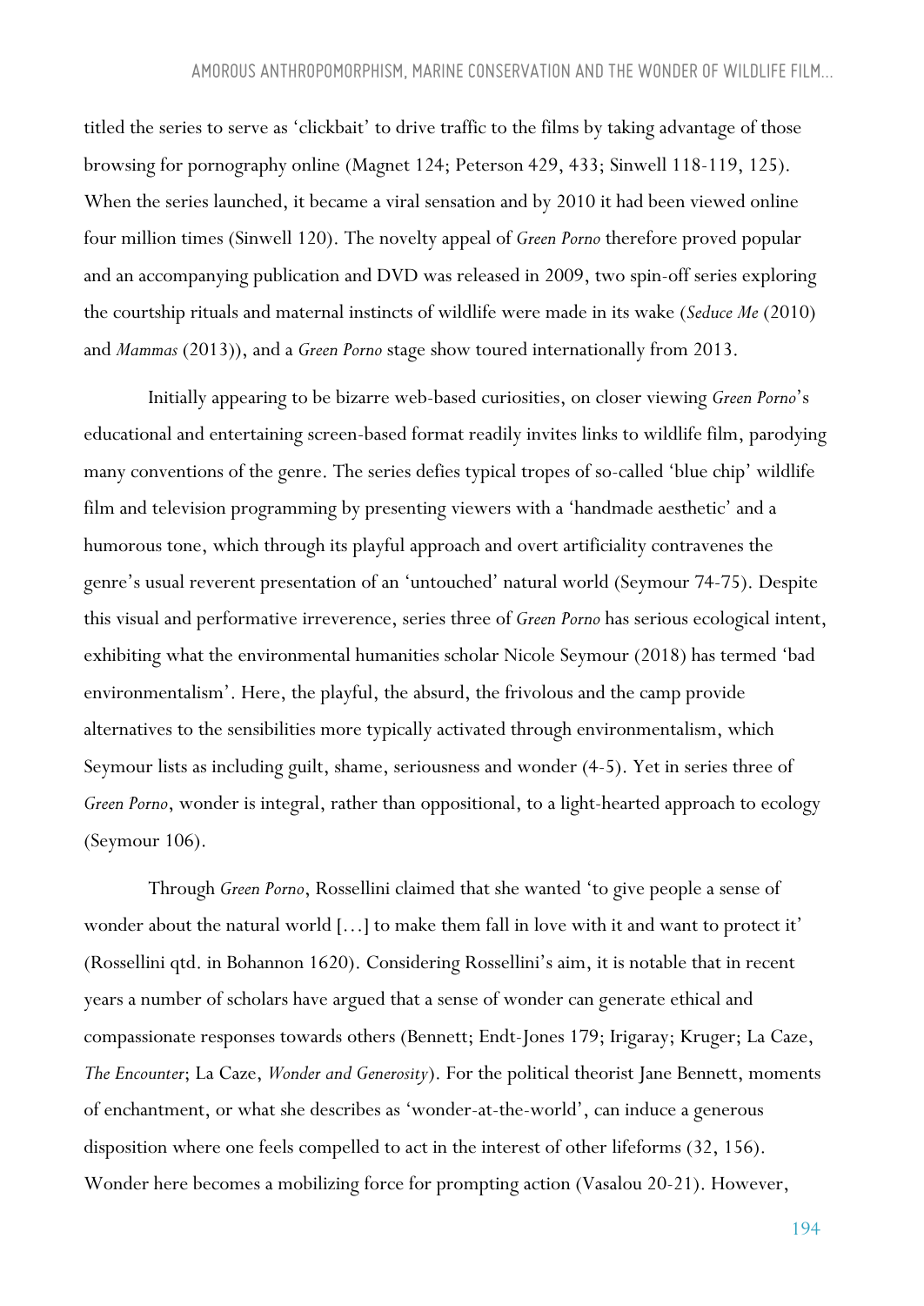titled the series to serve as 'clickbait' to drive traffic to the films by taking advantage of those browsing for pornography online (Magnet 124; Peterson 429, 433; Sinwell 118-119, 125). When the series launched, it became a viral sensation and by 2010 it had been viewed online four million times (Sinwell 120). The novelty appeal of *Green Porno* therefore proved popular and an accompanying publication and DVD was released in 2009, two spin-off series exploring the courtship rituals and maternal instincts of wildlife were made in its wake (*Seduce Me* (2010) and *Mammas* (2013)), and a *Green Porno* stage show toured internationally from 2013.

Initially appearing to be bizarre web-based curiosities, on closer viewing *Green Porno*'s educational and entertaining screen-based format readily invites links to wildlife film, parodying many conventions of the genre. The series defies typical tropes of so-called 'blue chip' wildlife film and television programming by presenting viewers with a 'handmade aesthetic' and a humorous tone, which through its playful approach and overt artificiality contravenes the genre's usual reverent presentation of an 'untouched' natural world (Seymour 74-75). Despite this visual and performative irreverence, series three of *Green Porno* has serious ecological intent, exhibiting what the environmental humanities scholar Nicole Seymour (2018) has termed 'bad environmentalism'. Here, the playful, the absurd, the frivolous and the camp provide alternatives to the sensibilities more typically activated through environmentalism, which Seymour lists as including guilt, shame, seriousness and wonder (4-5). Yet in series three of *Green Porno*, wonder is integral, rather than oppositional, to a light-hearted approach to ecology (Seymour 106).

Through *Green Porno*, Rossellini claimed that she wanted 'to give people a sense of wonder about the natural world […] to make them fall in love with it and want to protect it' (Rossellini qtd. in Bohannon 1620). Considering Rossellini's aim, it is notable that in recent years a number of scholars have argued that a sense of wonder can generate ethical and compassionate responses towards others (Bennett; Endt-Jones 179; Irigaray; Kruger; La Caze, *The Encounter*; La Caze, *Wonder and Generosity*). For the political theorist Jane Bennett, moments of enchantment, or what she describes as 'wonder-at-the-world', can induce a generous disposition where one feels compelled to act in the interest of other lifeforms (32, 156). Wonder here becomes a mobilizing force for prompting action (Vasalou 20-21). However,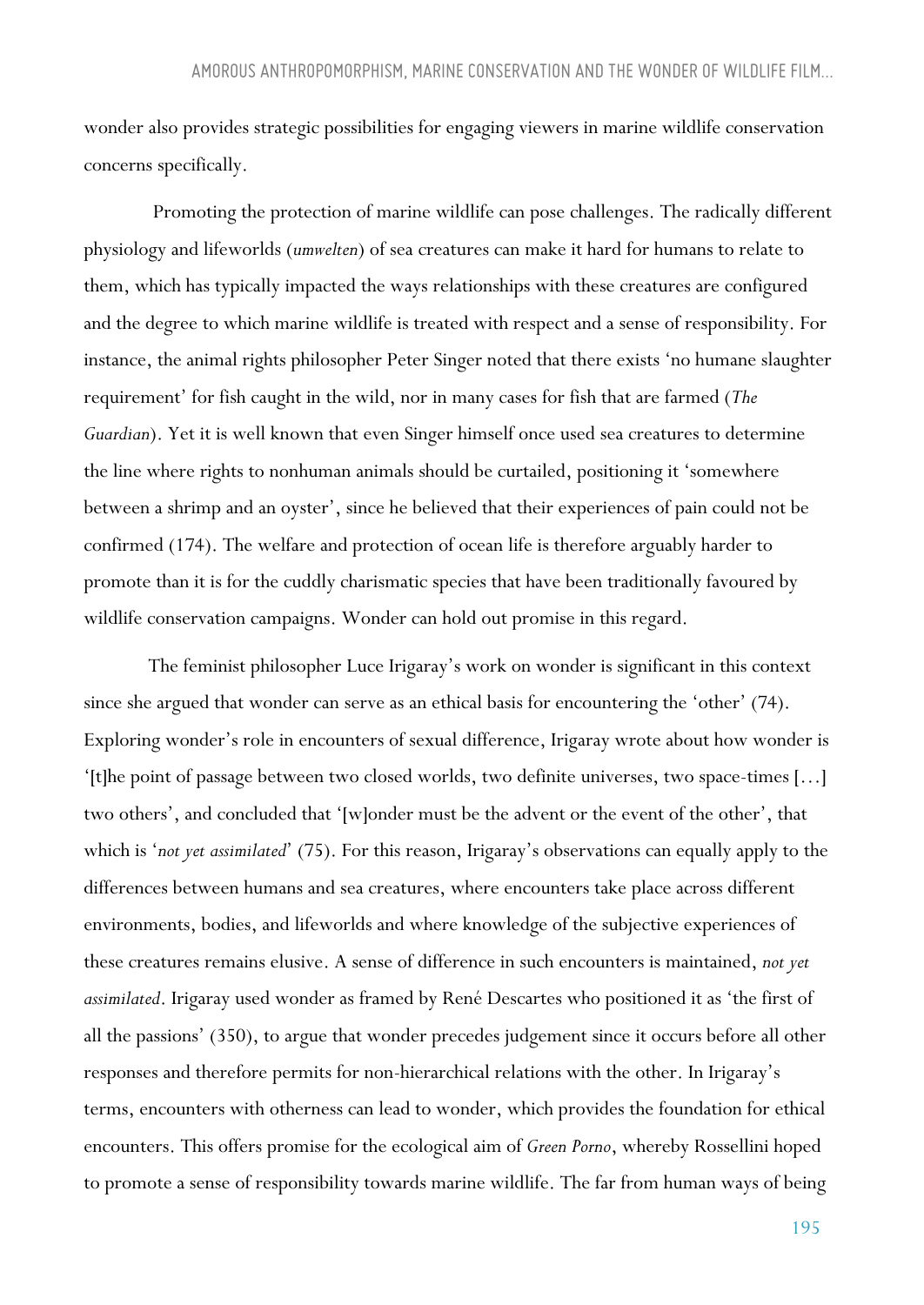wonder also provides strategic possibilities for engaging viewers in marine wildlife conservation concerns specifically.

Promoting the protection of marine wildlife can pose challenges. The radically different physiology and lifeworlds (*umwelten*) of sea creatures can make it hard for humans to relate to them, which has typically impacted the ways relationships with these creatures are configured and the degree to which marine wildlife is treated with respect and a sense of responsibility. For instance, the animal rights philosopher Peter Singer noted that there exists 'no humane slaughter requirement' for fish caught in the wild, nor in many cases for fish that are farmed (*The Guardian*). Yet it is well known that even Singer himself once used sea creatures to determine the line where rights to nonhuman animals should be curtailed, positioning it 'somewhere between a shrimp and an oyster', since he believed that their experiences of pain could not be confirmed (174). The welfare and protection of ocean life is therefore arguably harder to promote than it is for the cuddly charismatic species that have been traditionally favoured by wildlife conservation campaigns. Wonder can hold out promise in this regard.

The feminist philosopher Luce Irigaray's work on wonder is significant in this context since she argued that wonder can serve as an ethical basis for encountering the 'other' (74). Exploring wonder's role in encounters of sexual difference, Irigaray wrote about how wonder is '[t]he point of passage between two closed worlds, two definite universes, two space-times […] two others', and concluded that '[w]onder must be the advent or the event of the other', that which is '*not yet assimilated*' (75). For this reason, Irigaray's observations can equally apply to the differences between humans and sea creatures, where encounters take place across different environments, bodies, and lifeworlds and where knowledge of the subjective experiences of these creatures remains elusive. A sense of difference in such encounters is maintained, *not yet assimilated*. Irigaray used wonder as framed by René Descartes who positioned it as 'the first of all the passions' (350), to argue that wonder precedes judgement since it occurs before all other responses and therefore permits for non-hierarchical relations with the other. In Irigaray's terms, encounters with otherness can lead to wonder, which provides the foundation for ethical encounters. This offers promise for the ecological aim of *Green Porno*, whereby Rossellini hoped to promote a sense of responsibility towards marine wildlife. The far from human ways of being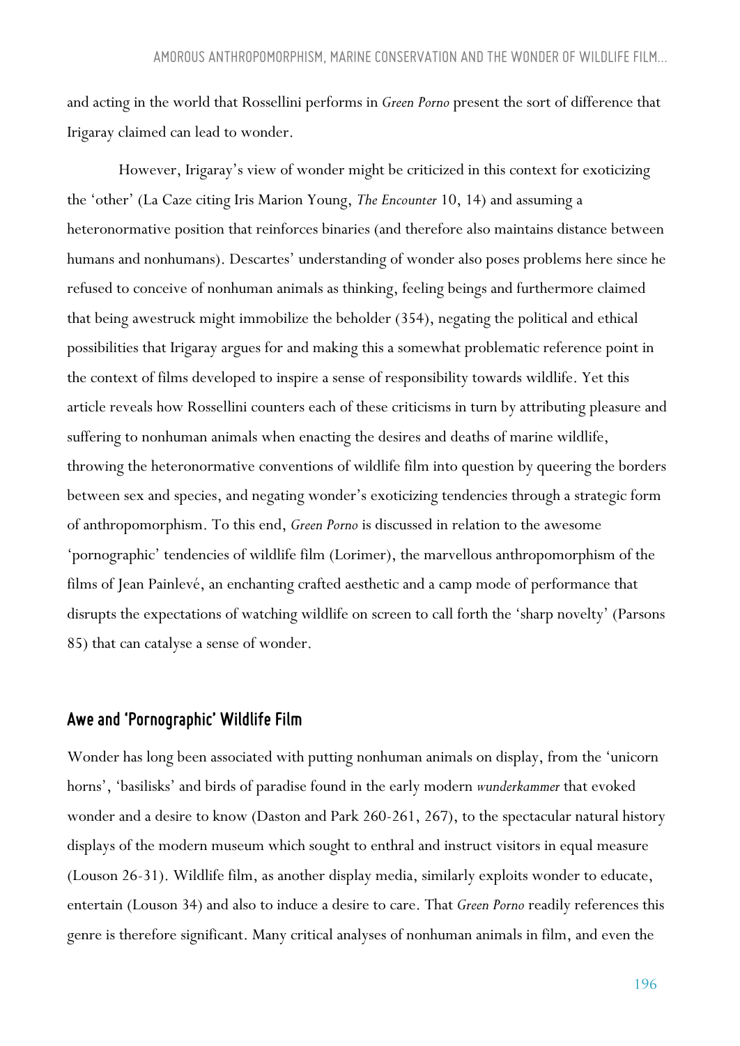and acting in the world that Rossellini performs in *Green Porno* present the sort of difference that Irigaray claimed can lead to wonder.

However, Irigaray's view of wonder might be criticized in this context for exoticizing the 'other' (La Caze citing Iris Marion Young, *The Encounter* 10, 14) and assuming a heteronormative position that reinforces binaries (and therefore also maintains distance between humans and nonhumans). Descartes' understanding of wonder also poses problems here since he refused to conceive of nonhuman animals as thinking, feeling beings and furthermore claimed that being awestruck might immobilize the beholder (354), negating the political and ethical possibilities that Irigaray argues for and making this a somewhat problematic reference point in the context of films developed to inspire a sense of responsibility towards wildlife. Yet this article reveals how Rossellini counters each of these criticisms in turn by attributing pleasure and suffering to nonhuman animals when enacting the desires and deaths of marine wildlife, throwing the heteronormative conventions of wildlife film into question by queering the borders between sex and species, and negating wonder's exoticizing tendencies through a strategic form of anthropomorphism. To this end, *Green Porno* is discussed in relation to the awesome 'pornographic' tendencies of wildlife film (Lorimer), the marvellous anthropomorphism of the films of Jean Painlevé, an enchanting crafted aesthetic and a camp mode of performance that disrupts the expectations of watching wildlife on screen to call forth the 'sharp novelty' (Parsons 85) that can catalyse a sense of wonder.

## Awe and 'Pornographic' Wildlife Film

Wonder has long been associated with putting nonhuman animals on display, from the 'unicorn horns', 'basilisks' and birds of paradise found in the early modern *wunderkammer* that evoked wonder and a desire to know (Daston and Park 260-261, 267), to the spectacular natural history displays of the modern museum which sought to enthral and instruct visitors in equal measure (Louson 26-31). Wildlife film, as another display media, similarly exploits wonder to educate, entertain (Louson 34) and also to induce a desire to care. That *Green Porno* readily references this genre is therefore significant. Many critical analyses of nonhuman animals in film, and even the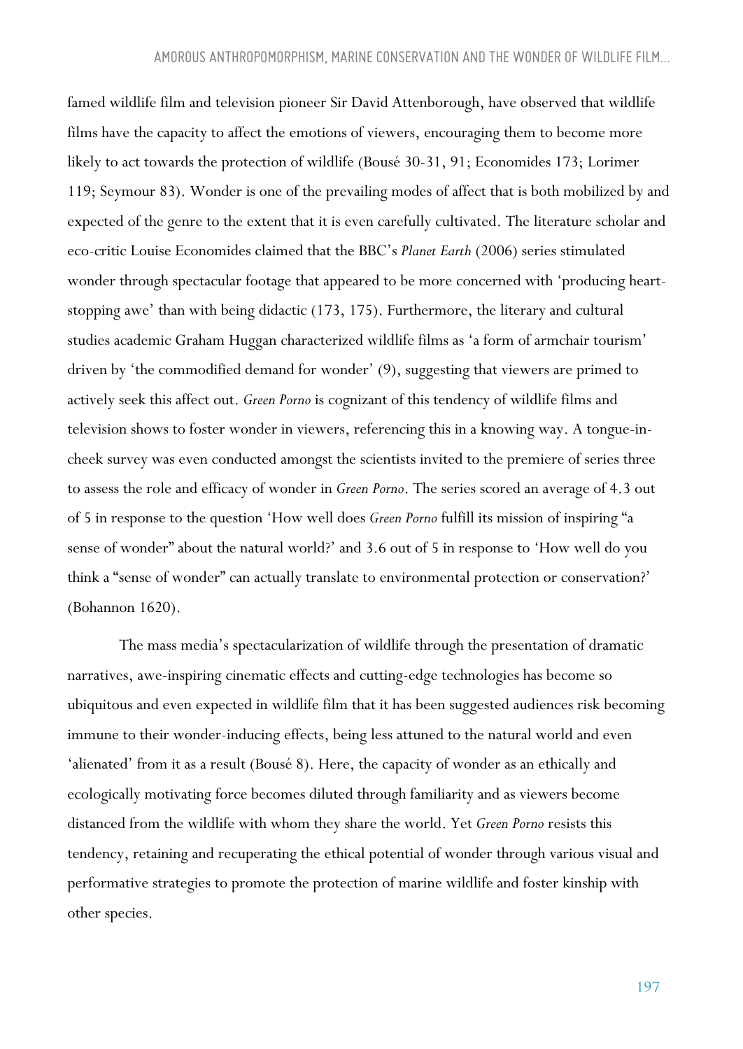famed wildlife film and television pioneer Sir David Attenborough, have observed that wildlife films have the capacity to affect the emotions of viewers, encouraging them to become more likely to act towards the protection of wildlife (Bousé 30-31, 91; Economides 173; Lorimer 119; Seymour 83). Wonder is one of the prevailing modes of affect that is both mobilized by and expected of the genre to the extent that it is even carefully cultivated. The literature scholar and eco-critic Louise Economides claimed that the BBC's *Planet Earth* (2006) series stimulated wonder through spectacular footage that appeared to be more concerned with 'producing heart-stopping awe' than with being didactic (173, 175). Furthermore, the literary and cultural studies academic Graham Huggan characterized wildlife films as 'a form of armchair tourism' driven by 'the commodified demand for wonder' (9), suggesting that viewers are primed to actively seek this affect out. *Green Porno* is cognizant of this tendency of wildlife films and television shows to foster wonder in viewers, referencing this in a knowing way. A tongue-in-cheek survey was even conducted amongst the scientists invited to the premiere of series three to assess the role and efficacy of wonder in *Green Porno*. The series scored an average of 4.3 out of 5 in response to the question 'How well does *Green Porno* fulfill its mission of inspiring "a sense of wonder" about the natural world?' and 3.6 out of 5 in response to 'How well do you think a "sense of wonder" can actually translate to environmental protection or conservation?' (Bohannon 1620).

The mass media's spectacularization of wildlife through the presentation of dramatic narratives, awe-inspiring cinematic effects and cutting-edge technologies has become so ubiquitous and even expected in wildlife film that it has been suggested audiences risk becoming immune to their wonder-inducing effects, being less attuned to the natural world and even 'alienated' from it as a result (Bousé 8). Here, the capacity of wonder as an ethically and ecologically motivating force becomes diluted through familiarity and as viewers become distanced from the wildlife with whom they share the world. Yet *Green Porno* resists this tendency, retaining and recuperating the ethical potential of wonder through various visual and performative strategies to promote the protection of marine wildlife and foster kinship with other species.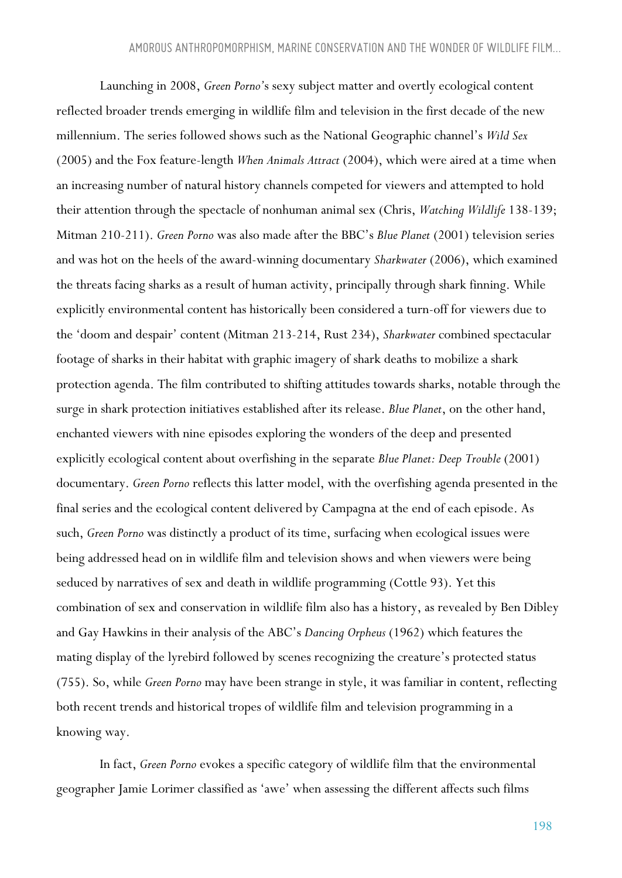Launching in 2008, *Green Porno*'s sexy subject matter and overtly ecological content reflected broader trends emerging in wildlife film and television in the first decade of the new millennium. The series followed shows such as the National Geographic channel's *Wild Sex* (2005) and the Fox feature-length *When Animals Attract* (2004), which were aired at a time when an increasing number of natural history channels competed for viewers and attempted to hold their attention through the spectacle of nonhuman animal sex (Chris, *Watching Wildlife* 138-139; Mitman 210-211). *Green Porno* was also made after the BBC's *Blue Planet* (2001) television series and was hot on the heels of the award-winning documentary *Sharkwater* (2006), which examined the threats facing sharks as a result of human activity, principally through shark finning. While explicitly environmental content has historically been considered a turn-off for viewers due to the 'doom and despair' content (Mitman 213-214, Rust 234), *Sharkwater* combined spectacular footage of sharks in their habitat with graphic imagery of shark deaths to mobilize a shark protection agenda. The film contributed to shifting attitudes towards sharks, notable through the surge in shark protection initiatives established after its release. *Blue Planet*, on the other hand, enchanted viewers with nine episodes exploring the wonders of the deep and presented explicitly ecological content about overfishing in the separate *Blue Planet: Deep Trouble* (2001) documentary. *Green Porno* reflects this latter model, with the overfishing agenda presented in the final series and the ecological content delivered by Campagna at the end of each episode. As such, *Green Porno* was distinctly a product of its time, surfacing when ecological issues were being addressed head on in wildlife film and television shows and when viewers were being seduced by narratives of sex and death in wildlife programming (Cottle 93). Yet this combination of sex and conservation in wildlife film also has a history, as revealed by Ben Dibley and Gay Hawkins in their analysis of the ABC's *Dancing Orpheus* (1962) which features the mating display of the lyrebird followed by scenes recognizing the creature's protected status (755). So, while *Green Porno* may have been strange in style, it was familiar in content, reflecting both recent trends and historical tropes of wildlife film and television programming in a knowing way.

In fact, *Green Porno* evokes a specific category of wildlife film that the environmental geographer Jamie Lorimer classified as 'awe' when assessing the different affects such films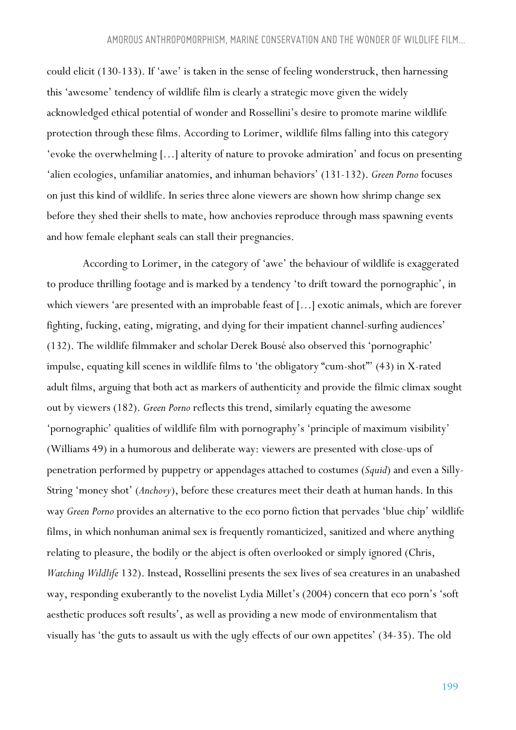could elicit (130-133). If 'awe' is taken in the sense of feeling wonderstruck, then harnessing this 'awesome' tendency of wildlife film is clearly a strategic move given the widely acknowledged ethical potential of wonder and Rossellini's desire to promote marine wildlife protection through these films. According to Lorimer, wildlife films falling into this category 'evoke the overwhelming [...] alterity of nature to provoke admiration' and focus on presenting 'alien ecologies, unfamiliar anatomies, and inhuman behaviors' (131-132). *Green Porno* focuses on just this kind of wildlife. In series three alone viewers are shown how shrimp change sex before they shed their shells to mate, how anchovies reproduce through mass spawning events and how female elephant seals can stall their pregnancies.

According to Lorimer, in the category of 'awe' the behaviour of wildlife is exaggerated to produce thrilling footage and is marked by a tendency 'to drift toward the pornographic', in which viewers 'are presented with an improbable feast of [...] exotic animals, which are forever fighting, fucking, eating, migrating, and dying for their impatient channel-surfing audiences' (132). The wildlife filmmaker and scholar Derek Bousé also observed this 'pornographic' impulse, equating kill scenes in wildlife films to 'the obligatory "cum-shot"' (43) in X-rated adult films, arguing that both act as markers of authenticity and provide the filmic climax sought out by viewers (182). *Green Porno* reflects this trend, similarly equating the awesome 'pornographic' qualities of wildlife film with pornography's 'principle of maximum visibility' (Williams 49) in a humorous and deliberate way: viewers are presented with close-ups of penetration performed by puppetry or appendages attached to costumes (*Squid*) and even a Silly-String 'money shot' (*Anchovy*), before these creatures meet their death at human hands. In this way *Green Porno* provides an alternative to the eco porno fiction that pervades 'blue chip' wildlife films, in which nonhuman animal sex is frequently romanticized, sanitized and where anything relating to pleasure, the bodily or the abject is often overlooked or simply ignored (Chris, *Watching Wildlife* 132). Instead, Rossellini presents the sex lives of sea creatures in an unabashed way, responding exuberantly to the novelist Lydia Millet's (2004) concern that eco porn's 'soft aesthetic produces soft results', as well as providing a new mode of environmentalism that visually has 'the guts to assault us with the ugly effects of our own appetites' (34-35). The old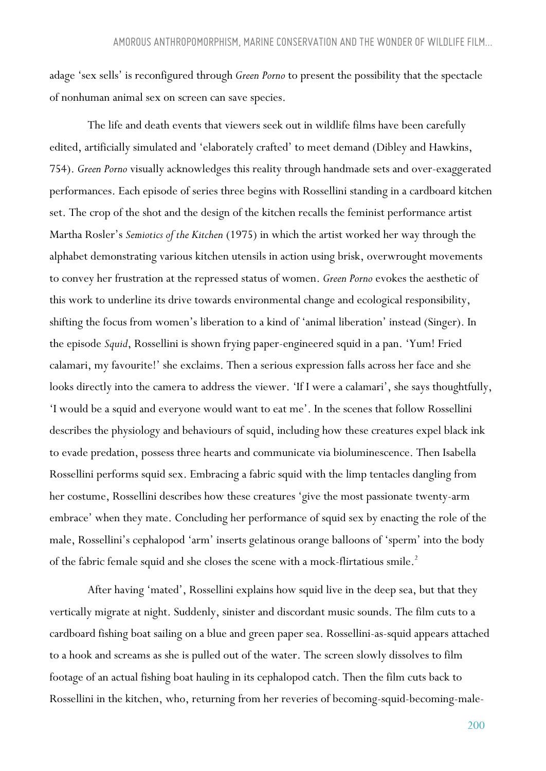adage 'sex sells' is reconfigured through *Green Porno* to present the possibility that the spectacle of nonhuman animal sex on screen can save species.

The life and death events that viewers seek out in wildlife films have been carefully edited, artificially simulated and 'elaborately crafted' to meet demand (Dibley and Hawkins, 754). *Green Porno* visually acknowledges this reality through handmade sets and over-exaggerated performances. Each episode of series three begins with Rossellini standing in a cardboard kitchen set. The crop of the shot and the design of the kitchen recalls the feminist performance artist Martha Rosler's *Semiotics of the Kitchen* (1975) in which the artist worked her way through the alphabet demonstrating various kitchen utensils in action using brisk, overwrought movements to convey her frustration at the repressed status of women. *Green Porno* evokes the aesthetic of this work to underline its drive towards environmental change and ecological responsibility, shifting the focus from women's liberation to a kind of 'animal liberation' instead (Singer). In the episode *Squid*, Rossellini is shown frying paper-engineered squid in a pan. 'Yum! Fried calamari, my favourite!' she exclaims. Then a serious expression falls across her face and she looks directly into the camera to address the viewer. 'If I were a calamari', she says thoughtfully, 'I would be a squid and everyone would want to eat me'. In the scenes that follow Rossellini describes the physiology and behaviours of squid, including how these creatures expel black ink to evade predation, possess three hearts and communicate via bioluminescence. Then Isabella Rossellini performs squid sex. Embracing a fabric squid with the limp tentacles dangling from her costume, Rossellini describes how these creatures 'give the most passionate twenty-arm embrace' when they mate. Concluding her performance of squid sex by enacting the role of the male, Rossellini's cephalopod 'arm' inserts gelatinous orange balloons of 'sperm' into the body of the fabric female squid and she closes the scene with a mock-flirtatious smile.[2]

After having 'mated', Rossellini explains how squid live in the deep sea, but that they vertically migrate at night. Suddenly, sinister and discordant music sounds. The film cuts to a cardboard fishing boat sailing on a blue and green paper sea. Rossellini-as-squid appears attached to a hook and screams as she is pulled out of the water. The screen slowly dissolves to film footage of an actual fishing boat hauling in its cephalopod catch. Then the film cuts back to Rossellini in the kitchen, who, returning from her reveries of becoming-squid-becoming-male-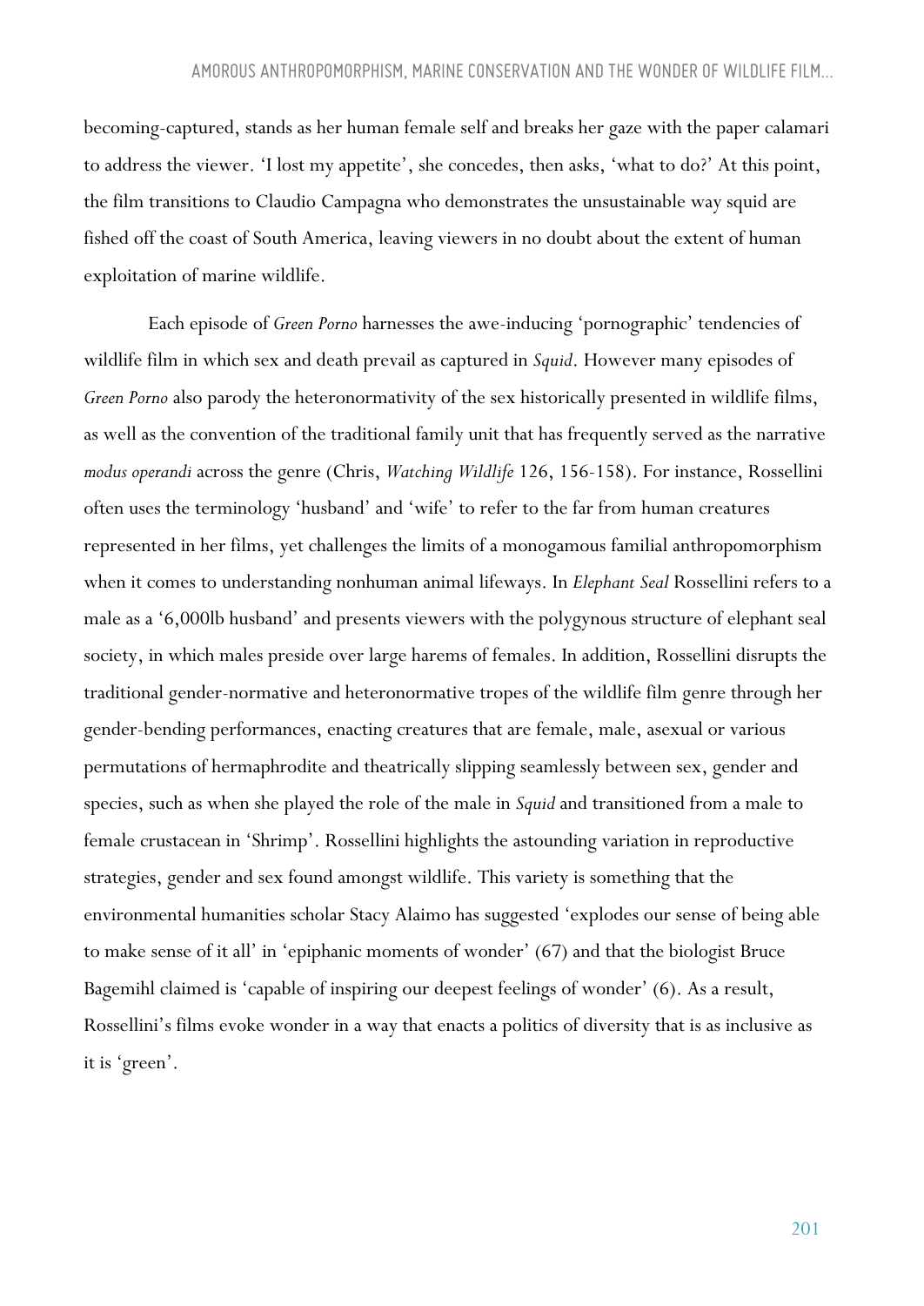becoming-captured, stands as her human female self and breaks her gaze with the paper calamari to address the viewer. 'I lost my appetite', she concedes, then asks, 'what to do?' At this point, the film transitions to Claudio Campagna who demonstrates the unsustainable way squid are fished off the coast of South America, leaving viewers in no doubt about the extent of human exploitation of marine wildlife.

Each episode of *Green Porno* harnesses the awe-inducing 'pornographic' tendencies of wildlife film in which sex and death prevail as captured in *Squid*. However many episodes of *Green Porno* also parody the heteronormativity of the sex historically presented in wildlife films, as well as the convention of the traditional family unit that has frequently served as the narrative *modus operandi* across the genre (Chris, *Watching Wildlife* 126, 156-158). For instance, Rossellini often uses the terminology 'husband' and 'wife' to refer to the far from human creatures represented in her films, yet challenges the limits of a monogamous familial anthropomorphism when it comes to understanding nonhuman animal lifeways. In *Elephant Seal* Rossellini refers to a male as a '6,000lb husband' and presents viewers with the polygynous structure of elephant seal society, in which males preside over large harems of females. In addition, Rossellini disrupts the traditional gender-normative and heteronormative tropes of the wildlife film genre through her gender-bending performances, enacting creatures that are female, male, asexual or various permutations of hermaphrodite and theatrically slipping seamlessly between sex, gender and species, such as when she played the role of the male in *Squid* and transitioned from a male to female crustacean in 'Shrimp'. Rossellini highlights the astounding variation in reproductive strategies, gender and sex found amongst wildlife. This variety is something that the environmental humanities scholar Stacy Alaimo has suggested 'explodes our sense of being able to make sense of it all' in 'epiphanic moments of wonder' (67) and that the biologist Bruce Bagemihl claimed is 'capable of inspiring our deepest feelings of wonder' (6). As a result, Rossellini's films evoke wonder in a way that enacts a politics of diversity that is as inclusive as it is 'green'.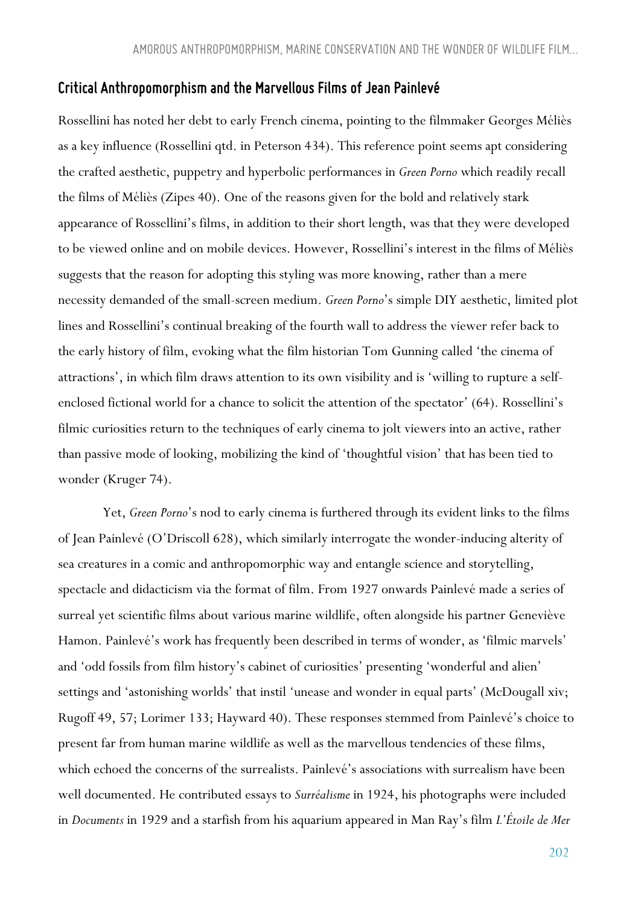## Critical Anthropomorphism and the Marvellous Films of Jean Painlevé

Rossellini has noted her debt to early French cinema, pointing to the filmmaker Georges Méliès as a key influence (Rossellini qtd. in Peterson 434). This reference point seems apt considering the crafted aesthetic, puppetry and hyperbolic performances in *Green Porno* which readily recall the films of Méliès (Zipes 40). One of the reasons given for the bold and relatively stark appearance of Rossellini's films, in addition to their short length, was that they were developed to be viewed online and on mobile devices. However, Rossellini's interest in the films of Méliès suggests that the reason for adopting this styling was more knowing, rather than a mere necessity demanded of the small-screen medium. *Green Porno*'s simple DIY aesthetic, limited plot lines and Rossellini's continual breaking of the fourth wall to address the viewer refer back to the early history of film, evoking what the film historian Tom Gunning called 'the cinema of attractions', in which film draws attention to its own visibility and is 'willing to rupture a self-enclosed fictional world for a chance to solicit the attention of the spectator' (64). Rossellini's filmic curiosities return to the techniques of early cinema to jolt viewers into an active, rather than passive mode of looking, mobilizing the kind of 'thoughtful vision' that has been tied to wonder (Kruger 74).

Yet, *Green Porno*'s nod to early cinema is furthered through its evident links to the films of Jean Painlevé (O'Driscoll 628), which similarly interrogate the wonder-inducing alterity of sea creatures in a comic and anthropomorphic way and entangle science and storytelling, spectacle and didacticism via the format of film. From 1927 onwards Painlevé made a series of surreal yet scientific films about various marine wildlife, often alongside his partner Geneviève Hamon. Painlevé's work has frequently been described in terms of wonder, as 'filmic marvels' and 'odd fossils from film history's cabinet of curiosities' presenting 'wonderful and alien' settings and 'astonishing worlds' that instil 'unease and wonder in equal parts' (McDougall xiv; Rugoff 49, 57; Lorimer 133; Hayward 40). These responses stemmed from Painlevé's choice to present far from human marine wildlife as well as the marvellous tendencies of these films, which echoed the concerns of the surrealists. Painlevé's associations with surrealism have been well documented. He contributed essays to *Surréalisme* in 1924, his photographs were included in *Documents* in 1929 and a starfish from his aquarium appeared in Man Ray's film *L'Étoile de Mer*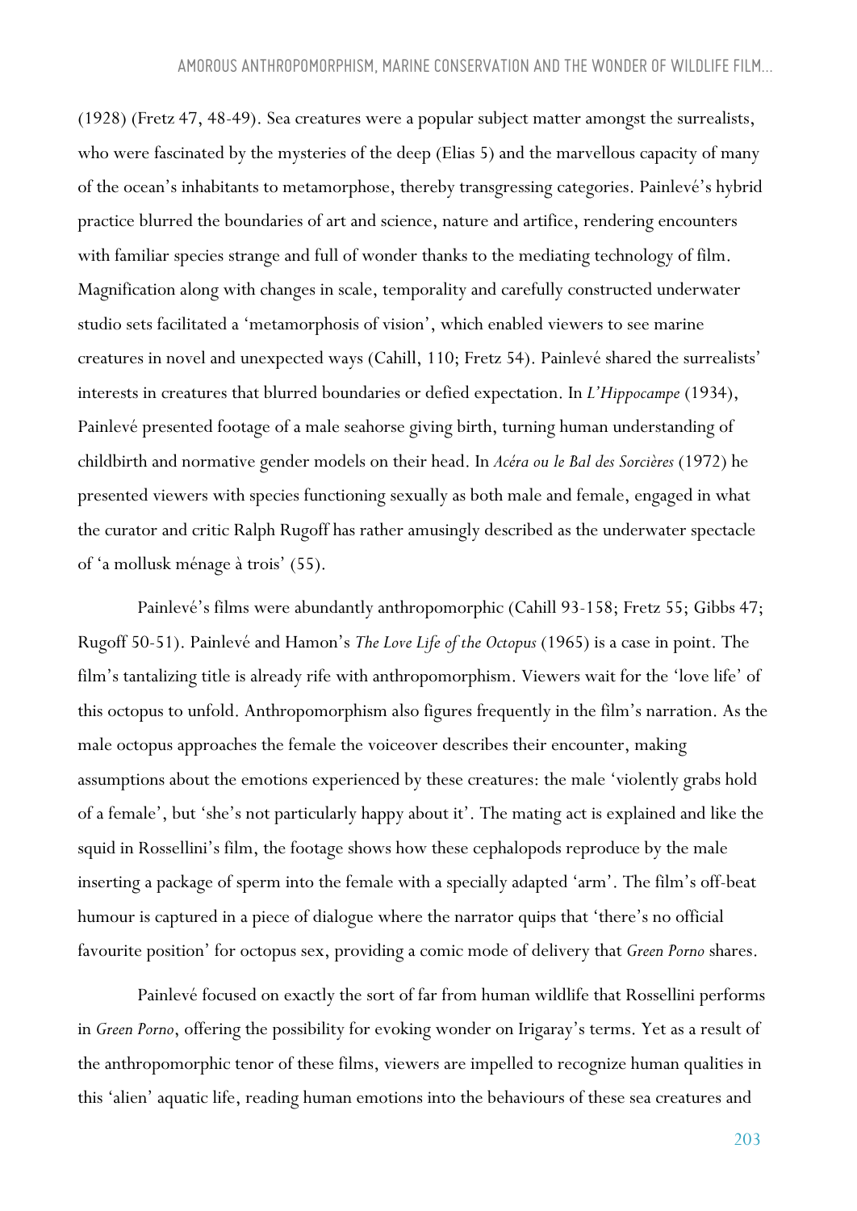(1928) (Fretz 47, 48-49). Sea creatures were a popular subject matter amongst the surrealists, who were fascinated by the mysteries of the deep (Elias 5) and the marvellous capacity of many of the ocean's inhabitants to metamorphose, thereby transgressing categories. Painlevé's hybrid practice blurred the boundaries of art and science, nature and artifice, rendering encounters with familiar species strange and full of wonder thanks to the mediating technology of film. Magnification along with changes in scale, temporality and carefully constructed underwater studio sets facilitated a 'metamorphosis of vision', which enabled viewers to see marine creatures in novel and unexpected ways (Cahill, 110; Fretz 54). Painlevé shared the surrealists' interests in creatures that blurred boundaries or defied expectation. In *L'Hippocampe* (1934), Painlevé presented footage of a male seahorse giving birth, turning human understanding of childbirth and normative gender models on their head. In *Acéra ou le Bal des Sorcières* (1972) he presented viewers with species functioning sexually as both male and female, engaged in what the curator and critic Ralph Rugoff has rather amusingly described as the underwater spectacle of 'a mollusk ménage à trois' (55).

Painlevé's films were abundantly anthropomorphic (Cahill 93-158; Fretz 55; Gibbs 47; Rugoff 50-51). Painlevé and Hamon's *The Love Life of the Octopus* (1965) is a case in point. The film's tantalizing title is already rife with anthropomorphism. Viewers wait for the 'love life' of this octopus to unfold. Anthropomorphism also figures frequently in the film's narration. As the male octopus approaches the female the voiceover describes their encounter, making assumptions about the emotions experienced by these creatures: the male 'violently grabs hold of a female', but 'she's not particularly happy about it'. The mating act is explained and like the squid in Rossellini's film, the footage shows how these cephalopods reproduce by the male inserting a package of sperm into the female with a specially adapted 'arm'. The film's off-beat humour is captured in a piece of dialogue where the narrator quips that 'there's no official favourite position' for octopus sex, providing a comic mode of delivery that *Green Porno* shares.

Painlevé focused on exactly the sort of far from human wildlife that Rossellini performs in *Green Porno*, offering the possibility for evoking wonder on Irigaray's terms. Yet as a result of the anthropomorphic tenor of these films, viewers are impelled to recognize human qualities in this 'alien' aquatic life, reading human emotions into the behaviours of these sea creatures and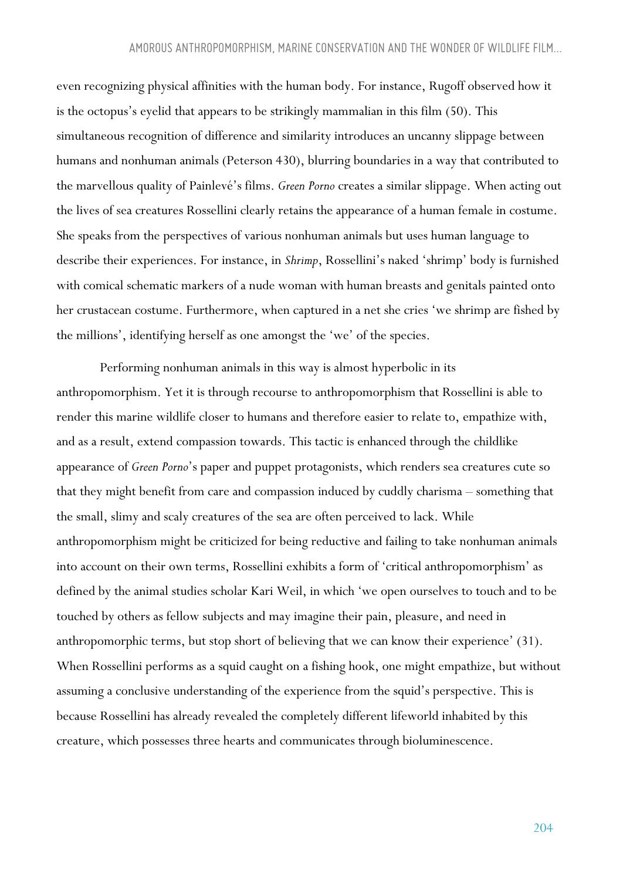even recognizing physical affinities with the human body. For instance, Rugoff observed how it is the octopus's eyelid that appears to be strikingly mammalian in this film (50). This simultaneous recognition of difference and similarity introduces an uncanny slippage between humans and nonhuman animals (Peterson 430), blurring boundaries in a way that contributed to the marvellous quality of Painlevé's films. *Green Porno* creates a similar slippage. When acting out the lives of sea creatures Rossellini clearly retains the appearance of a human female in costume. She speaks from the perspectives of various nonhuman animals but uses human language to describe their experiences. For instance, in *Shrimp*, Rossellini's naked 'shrimp' body is furnished with comical schematic markers of a nude woman with human breasts and genitals painted onto her crustacean costume. Furthermore, when captured in a net she cries 'we shrimp are fished by the millions', identifying herself as one amongst the 'we' of the species.

Performing nonhuman animals in this way is almost hyperbolic in its anthropomorphism. Yet it is through recourse to anthropomorphism that Rossellini is able to render this marine wildlife closer to humans and therefore easier to relate to, empathize with, and as a result, extend compassion towards. This tactic is enhanced through the childlike appearance of *Green Porno*'s paper and puppet protagonists, which renders sea creatures cute so that they might benefit from care and compassion induced by cuddly charisma – something that the small, slimy and scaly creatures of the sea are often perceived to lack. While anthropomorphism might be criticized for being reductive and failing to take nonhuman animals into account on their own terms, Rossellini exhibits a form of 'critical anthropomorphism' as defined by the animal studies scholar Kari Weil, in which 'we open ourselves to touch and to be touched by others as fellow subjects and may imagine their pain, pleasure, and need in anthropomorphic terms, but stop short of believing that we can know their experience' (31). When Rossellini performs as a squid caught on a fishing hook, one might empathize, but without assuming a conclusive understanding of the experience from the squid's perspective. This is because Rossellini has already revealed the completely different lifeworld inhabited by this creature, which possesses three hearts and communicates through bioluminescence.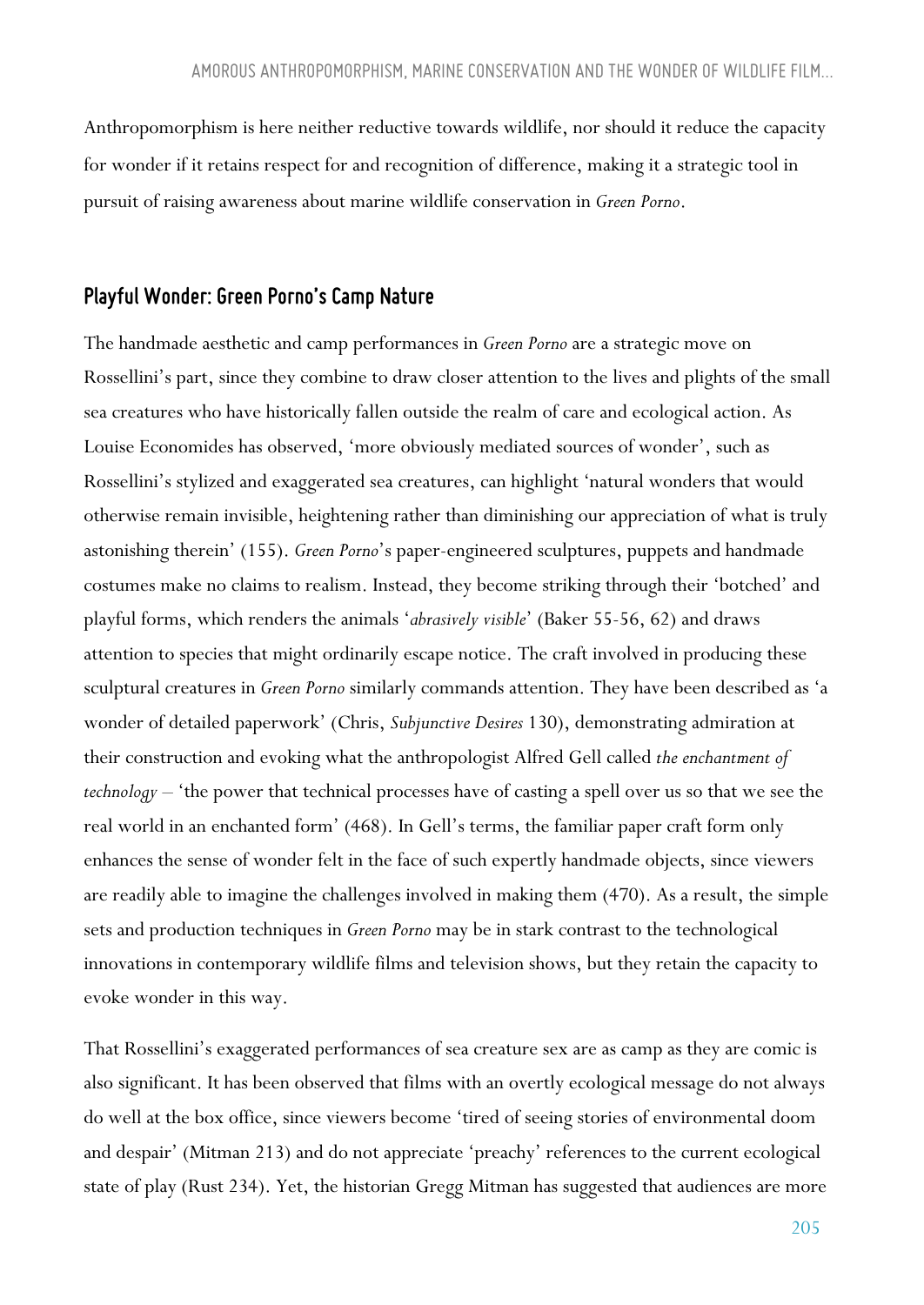Anthropomorphism is here neither reductive towards wildlife, nor should it reduce the capacity for wonder if it retains respect for and recognition of difference, making it a strategic tool in pursuit of raising awareness about marine wildlife conservation in *Green Porno*.

## Playful Wonder: Green Porno's Camp Nature

The handmade aesthetic and camp performances in *Green Porno* are a strategic move on Rossellini's part, since they combine to draw closer attention to the lives and plights of the small sea creatures who have historically fallen outside the realm of care and ecological action. As Louise Economides has observed, 'more obviously mediated sources of wonder', such as Rossellini's stylized and exaggerated sea creatures, can highlight 'natural wonders that would otherwise remain invisible, heightening rather than diminishing our appreciation of what is truly astonishing therein' (155). *Green Porno*'s paper-engineered sculptures, puppets and handmade costumes make no claims to realism. Instead, they become striking through their 'botched' and playful forms, which renders the animals '*abrasively visible*' (Baker 55-56, 62) and draws attention to species that might ordinarily escape notice. The craft involved in producing these sculptural creatures in *Green Porno* similarly commands attention. They have been described as 'a wonder of detailed paperwork' (Chris, *Subjunctive Desires* 130), demonstrating admiration at their construction and evoking what the anthropologist Alfred Gell called *the enchantment of technology* – 'the power that technical processes have of casting a spell over us so that we see the real world in an enchanted form' (468). In Gell's terms, the familiar paper craft form only enhances the sense of wonder felt in the face of such expertly handmade objects, since viewers are readily able to imagine the challenges involved in making them (470). As a result, the simple sets and production techniques in *Green Porno* may be in stark contrast to the technological innovations in contemporary wildlife films and television shows, but they retain the capacity to evoke wonder in this way.

That Rossellini's exaggerated performances of sea creature sex are as camp as they are comic is also significant. It has been observed that films with an overtly ecological message do not always do well at the box office, since viewers become 'tired of seeing stories of environmental doom and despair' (Mitman 213) and do not appreciate 'preachy' references to the current ecological state of play (Rust 234). Yet, the historian Gregg Mitman has suggested that audiences are more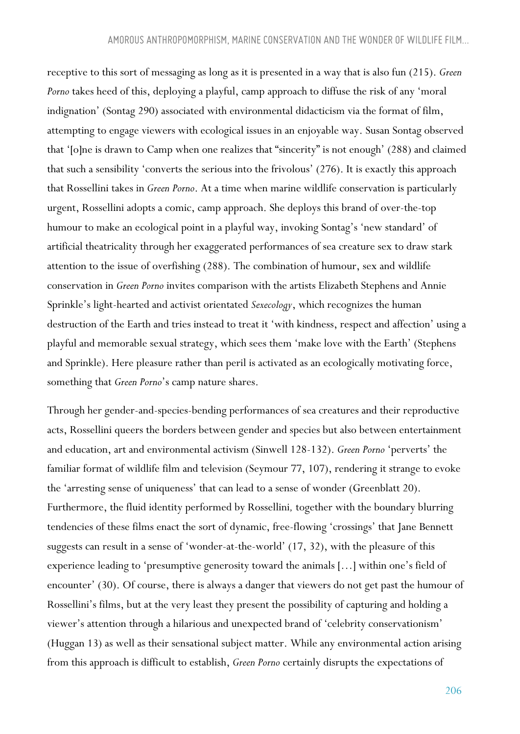receptive to this sort of messaging as long as it is presented in a way that is also fun (215). *Green Porno* takes heed of this, deploying a playful, camp approach to diffuse the risk of any 'moral indignation' (Sontag 290) associated with environmental didacticism via the format of film, attempting to engage viewers with ecological issues in an enjoyable way. Susan Sontag observed that '[o]ne is drawn to Camp when one realizes that "sincerity" is not enough' (288) and claimed that such a sensibility 'converts the serious into the frivolous' (276). It is exactly this approach that Rossellini takes in *Green Porno*. At a time when marine wildlife conservation is particularly urgent, Rossellini adopts a comic, camp approach. She deploys this brand of over-the-top humour to make an ecological point in a playful way, invoking Sontag's 'new standard' of artificial theatricality through her exaggerated performances of sea creature sex to draw stark attention to the issue of overfishing (288). The combination of humour, sex and wildlife conservation in *Green Porno* invites comparison with the artists Elizabeth Stephens and Annie Sprinkle's light-hearted and activist orientated *Sexecology*, which recognizes the human destruction of the Earth and tries instead to treat it 'with kindness, respect and affection' using a playful and memorable sexual strategy, which sees them 'make love with the Earth' (Stephens and Sprinkle). Here pleasure rather than peril is activated as an ecologically motivating force, something that *Green Porno*'s camp nature shares.

Through her gender-and-species-bending performances of sea creatures and their reproductive acts, Rossellini queers the borders between gender and species but also between entertainment and education, art and environmental activism (Sinwell 128-132). *Green Porno* 'perverts' the familiar format of wildlife film and television (Seymour 77, 107), rendering it strange to evoke the 'arresting sense of uniqueness' that can lead to a sense of wonder (Greenblatt 20). Furthermore, the fluid identity performed by Rossellini, together with the boundary blurring tendencies of these films enact the sort of dynamic, free-flowing 'crossings' that Jane Bennett suggests can result in a sense of 'wonder-at-the-world' (17, 32), with the pleasure of this experience leading to 'presumptive generosity toward the animals […] within one's field of encounter' (30). Of course, there is always a danger that viewers do not get past the humour of Rossellini's films, but at the very least they present the possibility of capturing and holding a viewer's attention through a hilarious and unexpected brand of 'celebrity conservationism' (Huggan 13) as well as their sensational subject matter. While any environmental action arising from this approach is difficult to establish, *Green Porno* certainly disrupts the expectations of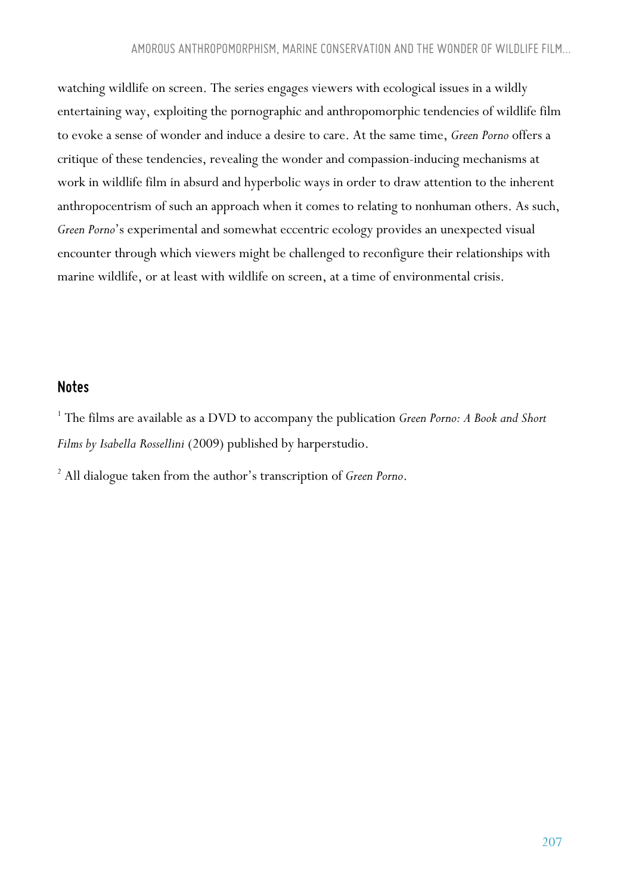watching wildlife on screen. The series engages viewers with ecological issues in a wildly entertaining way, exploiting the pornographic and anthropomorphic tendencies of wildlife film to evoke a sense of wonder and induce a desire to care. At the same time, *Green Porno* offers a critique of these tendencies, revealing the wonder and compassion-inducing mechanisms at work in wildlife film in absurd and hyperbolic ways in order to draw attention to the inherent anthropocentrism of such an approach when it comes to relating to nonhuman others. As such, *Green Porno*'s experimental and somewhat eccentric ecology provides an unexpected visual encounter through which viewers might be challenged to reconfigure their relationships with marine wildlife, or at least with wildlife on screen, at a time of environmental crisis.

## Notes

[1] The films are available as a DVD to accompany the publication *Green Porno: A Book and Short Films by Isabella Rossellini* (2009) published by harperstudio.

[2] All dialogue taken from the author's transcription of *Green Porno*.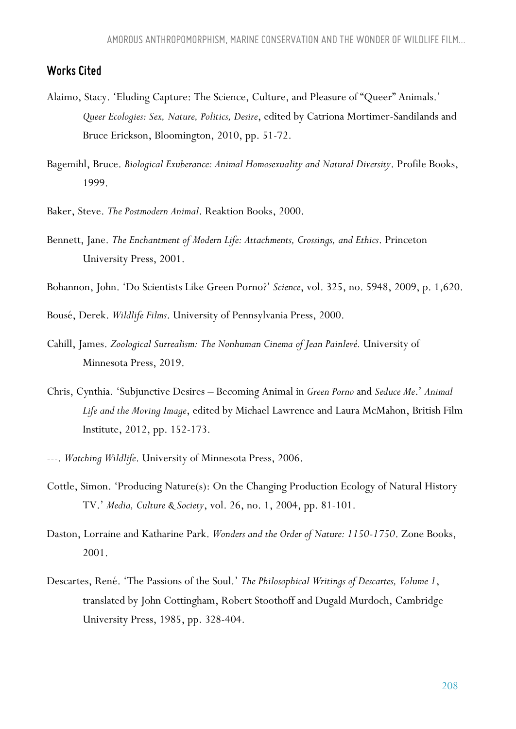## Works Cited

Alaimo, Stacy. 'Eluding Capture: The Science, Culture, and Pleasure of "Queer" Animals.' *Queer Ecologies: Sex, Nature, Politics, Desire*, edited by Catriona Mortimer-Sandilands and Bruce Erickson, Bloomington, 2010, pp. 51-72.

Bagemihl, Bruce. *Biological Exuberance: Animal Homosexuality and Natural Diversity*. Profile Books, 1999.

Baker, Steve. *The Postmodern Animal*. Reaktion Books, 2000.

Bennett, Jane. *The Enchantment of Modern Life: Attachments, Crossings, and Ethics*. Princeton University Press, 2001.

Bohannon, John. 'Do Scientists Like Green Porno?' *Science*, vol. 325, no. 5948, 2009, p. 1,620.

Bousé, Derek. *Wildlife Films*. University of Pennsylvania Press, 2000.

Cahill, James. *Zoological Surrealism: The Nonhuman Cinema of Jean Painlevé.* University of Minnesota Press, 2019.

Chris, Cynthia. 'Subjunctive Desires – Becoming Animal in *Green Porno* and *Seduce Me*.' *Animal Life and the Moving Image*, edited by Michael Lawrence and Laura McMahon, British Film Institute, 2012, pp. 152-173.

---. *Watching Wildlife*. University of Minnesota Press, 2006.

Cottle, Simon. 'Producing Nature(s): On the Changing Production Ecology of Natural History TV.' *Media, Culture & Society*, vol. 26, no. 1, 2004, pp. 81-101.

Daston, Lorraine and Katharine Park. *Wonders and the Order of Nature: 1150-1750*. Zone Books, 2001.

Descartes, René. 'The Passions of the Soul.' *The Philosophical Writings of Descartes, Volume 1*, translated by John Cottingham, Robert Stoothoff and Dugald Murdoch, Cambridge University Press, 1985, pp. 328-404.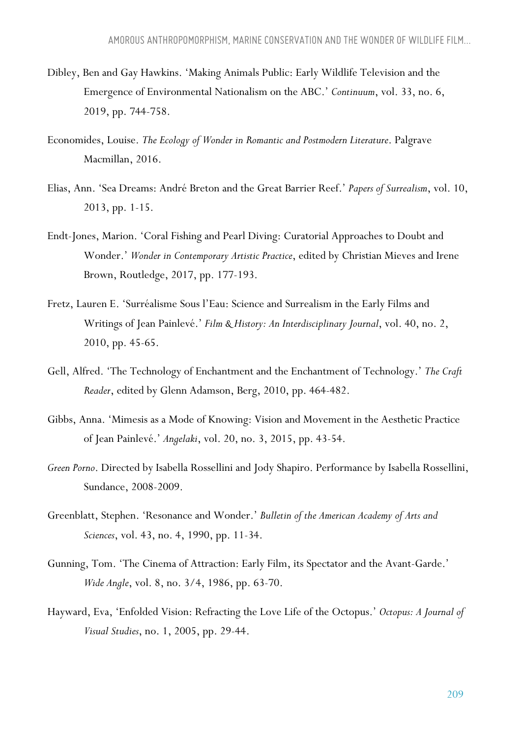Dibley, Ben and Gay Hawkins. 'Making Animals Public: Early Wildlife Television and the Emergence of Environmental Nationalism on the ABC.' *Continuum*, vol. 33, no. 6, 2019, pp. 744-758.

Economides, Louise. *The Ecology of Wonder in Romantic and Postmodern Literature*. Palgrave Macmillan, 2016.

Elias, Ann. 'Sea Dreams: André Breton and the Great Barrier Reef.' *Papers of Surrealism*, vol. 10, 2013, pp. 1-15.

Endt-Jones, Marion. 'Coral Fishing and Pearl Diving: Curatorial Approaches to Doubt and Wonder.' *Wonder in Contemporary Artistic Practice*, edited by Christian Mieves and Irene Brown, Routledge, 2017, pp. 177-193.

Fretz, Lauren E. 'Surréalisme Sous l'Eau: Science and Surrealism in the Early Films and Writings of Jean Painlevé.' *Film & History: An Interdisciplinary Journal*, vol. 40, no. 2, 2010, pp. 45-65.

Gell, Alfred. 'The Technology of Enchantment and the Enchantment of Technology.' *The Craft Reader*, edited by Glenn Adamson, Berg, 2010, pp. 464-482.

Gibbs, Anna. 'Mimesis as a Mode of Knowing: Vision and Movement in the Aesthetic Practice of Jean Painlevé.' *Angelaki*, vol. 20, no. 3, 2015, pp. 43-54.

*Green Porno*. Directed by Isabella Rossellini and Jody Shapiro. Performance by Isabella Rossellini, Sundance, 2008-2009.

Greenblatt, Stephen. 'Resonance and Wonder.' *Bulletin of the American Academy of Arts and Sciences*, vol. 43, no. 4, 1990, pp. 11-34.

Gunning, Tom. 'The Cinema of Attraction: Early Film, its Spectator and the Avant-Garde.' *Wide Angle*, vol. 8, no. 3/4, 1986, pp. 63-70.

Hayward, Eva, 'Enfolded Vision: Refracting the Love Life of the Octopus.' *Octopus: A Journal of Visual Studies*, no. 1, 2005, pp. 29-44.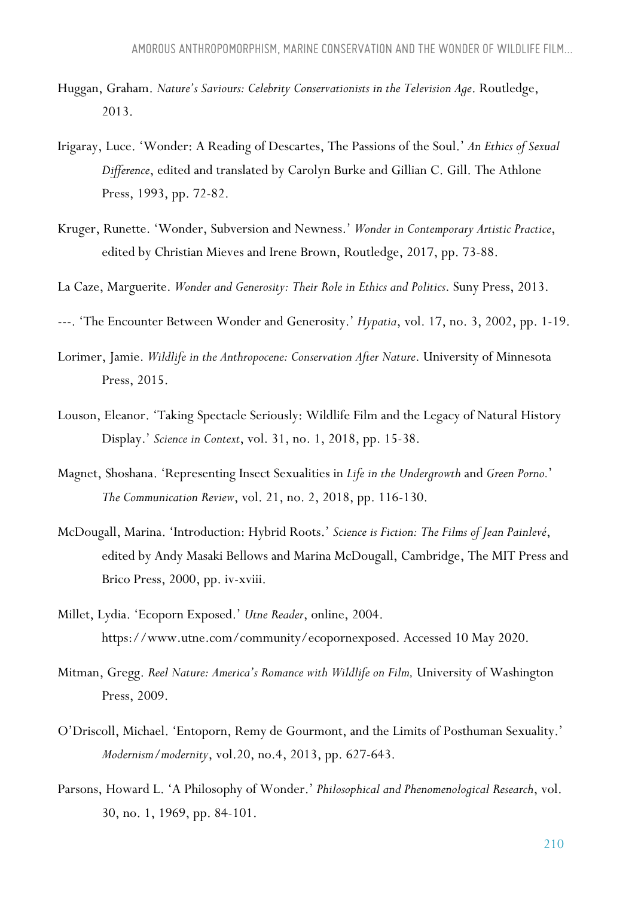Huggan, Graham. *Nature's Saviours: Celebrity Conservationists in the Television Age*. Routledge, 2013.

Irigaray, Luce. 'Wonder: A Reading of Descartes, The Passions of the Soul.' *An Ethics of Sexual Difference*, edited and translated by Carolyn Burke and Gillian C. Gill. The Athlone Press, 1993, pp. 72-82.

Kruger, Runette. 'Wonder, Subversion and Newness.' *Wonder in Contemporary Artistic Practice*, edited by Christian Mieves and Irene Brown, Routledge, 2017, pp. 73-88.

La Caze, Marguerite. *Wonder and Generosity: Their Role in Ethics and Politics*. Suny Press, 2013.

---. 'The Encounter Between Wonder and Generosity.' *Hypatia*, vol. 17, no. 3, 2002, pp. 1-19.

Lorimer, Jamie. *Wildlife in the Anthropocene: Conservation After Nature*. University of Minnesota Press, 2015.

Louson, Eleanor. 'Taking Spectacle Seriously: Wildlife Film and the Legacy of Natural History Display.' *Science in Context*, vol. 31, no. 1, 2018, pp. 15-38.

Magnet, Shoshana. 'Representing Insect Sexualities in *Life in the Undergrowth* and *Green Porno*.' *The Communication Review*, vol. 21, no. 2, 2018, pp. 116-130.

McDougall, Marina. 'Introduction: Hybrid Roots.' *Science is Fiction: The Films of Jean Painlevé*, edited by Andy Masaki Bellows and Marina McDougall, Cambridge, The MIT Press and Brico Press, 2000, pp. iv-xviii.

Millet, Lydia. 'Ecoporn Exposed.' *Utne Reader*, online, 2004. https://www.utne.com/community/ecopornexposed. Accessed 10 May 2020.

Mitman, Gregg. *Reel Nature: America's Romance with Wildlife on Film,* University of Washington Press, 2009.

O'Driscoll, Michael. 'Entoporn, Remy de Gourmont, and the Limits of Posthuman Sexuality.' *Modernism/modernity*, vol.20, no.4, 2013, pp. 627-643.

Parsons, Howard L. 'A Philosophy of Wonder.' *Philosophical and Phenomenological Research*, vol. 30, no. 1, 1969, pp. 84-101.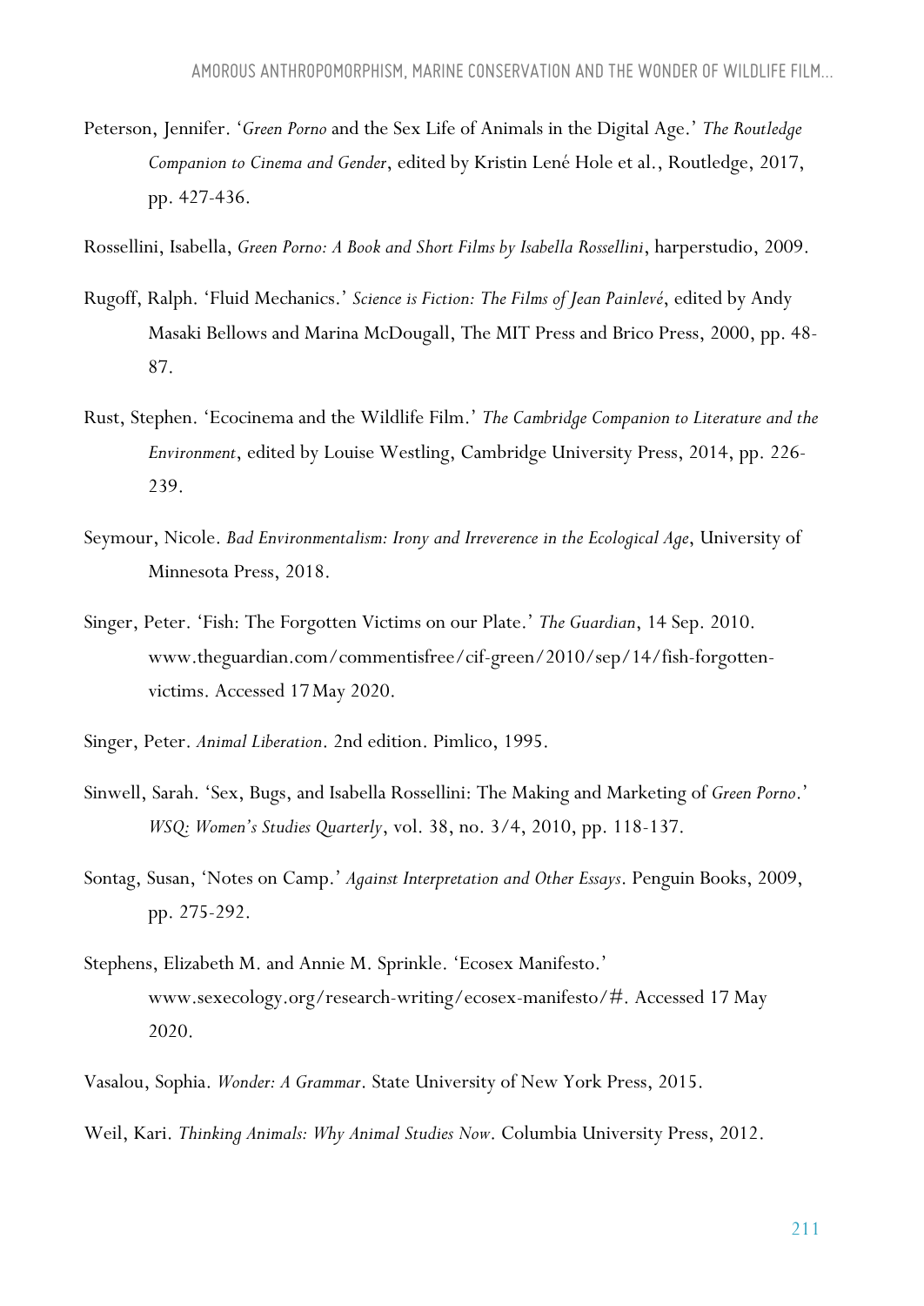Peterson, Jennifer. '*Green Porno* and the Sex Life of Animals in the Digital Age.' *The Routledge Companion to Cinema and Gender*, edited by Kristin Lené Hole et al., Routledge, 2017, pp. 427-436.

Rossellini, Isabella, *Green Porno: A Book and Short Films by Isabella Rossellini*, harperstudio, 2009.

Rugoff, Ralph. 'Fluid Mechanics.' *Science is Fiction: The Films of Jean Painlevé*, edited by Andy Masaki Bellows and Marina McDougall, The MIT Press and Brico Press, 2000, pp. 48-87.

Rust, Stephen. 'Ecocinema and the Wildlife Film.' *The Cambridge Companion to Literature and the Environment*, edited by Louise Westling, Cambridge University Press, 2014, pp. 226-239.

Seymour, Nicole. *Bad Environmentalism: Irony and Irreverence in the Ecological Age*, University of Minnesota Press, 2018.

Singer, Peter. 'Fish: The Forgotten Victims on our Plate.' *The Guardian*, 14 Sep. 2010. www.theguardian.com/commentisfree/cif-green/2010/sep/14/fish-forgotten-victims. Accessed 17 May 2020.

Singer, Peter. *Animal Liberation*. 2nd edition. Pimlico, 1995.

Sinwell, Sarah. 'Sex, Bugs, and Isabella Rossellini: The Making and Marketing of *Green Porno*.' *WSQ: Women's Studies Quarterly*, vol. 38, no. 3/4, 2010, pp. 118-137.

Sontag, Susan, 'Notes on Camp.' *Against Interpretation and Other Essays*. Penguin Books, 2009, pp. 275-292.

Stephens, Elizabeth M. and Annie M. Sprinkle. 'Ecosex Manifesto.' www.sexecology.org/research-writing/ecosex-manifesto/#. Accessed 17 May 2020.

Vasalou, Sophia. *Wonder: A Grammar*. State University of New York Press, 2015.

Weil, Kari. *Thinking Animals: Why Animal Studies Now*. Columbia University Press, 2012.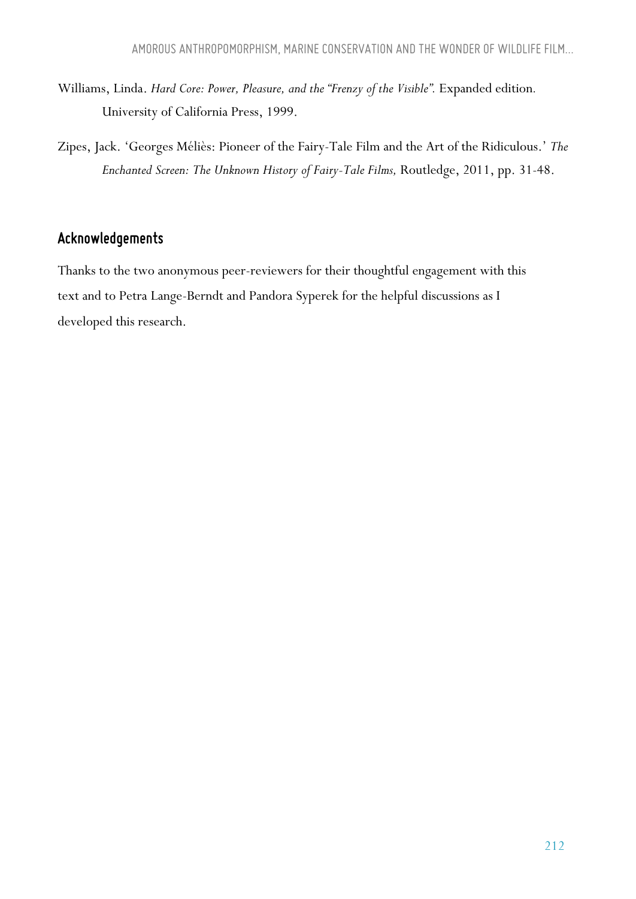Williams, Linda. *Hard Core: Power, Pleasure, and the "Frenzy of the Visible".* Expanded edition. University of California Press, 1999.

Zipes, Jack. 'Georges Méliès: Pioneer of the Fairy-Tale Film and the Art of the Ridiculous.' *The Enchanted Screen: The Unknown History of Fairy-Tale Films,* Routledge, 2011, pp. 31-48.

## Acknowledgements

Thanks to the two anonymous peer-reviewers for their thoughtful engagement with this text and to Petra Lange-Berndt and Pandora Syperek for the helpful discussions as I developed this research.